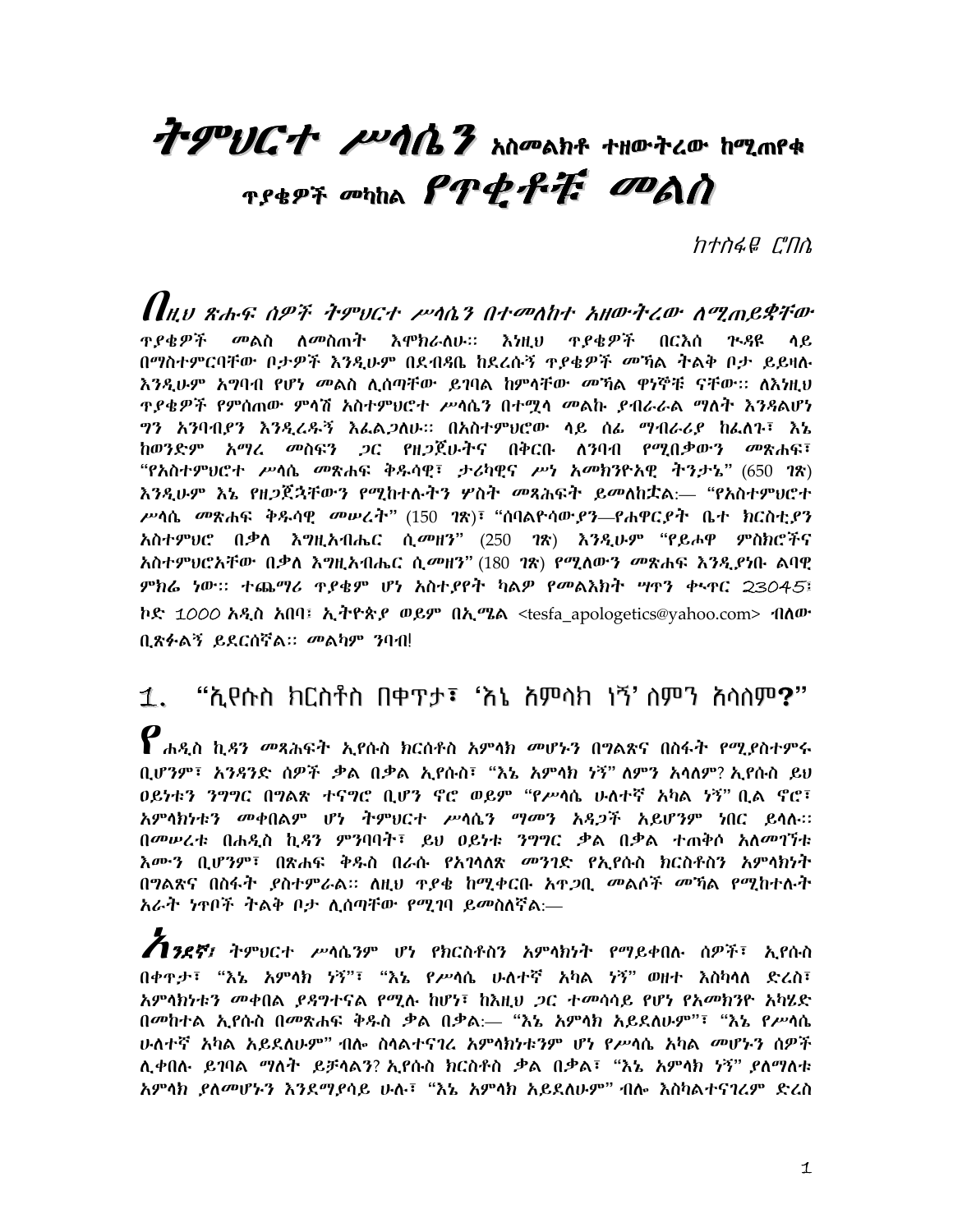# ትምህርተ ሥላሴን አስመልክቶ ተዘውትረው ከሚጠየቁ ጥያቄዎች መካከል የጥቂቶቹ መልስ

*ከተስፋዬ ሮበሌ*

በዚህ ጽሑፍ ሰዎች ትምህርተ ሥላሴን በተመለከተ አዘውትረው ለሚጠይቋቸው ጥያቄዎች መልስ ለመስጠት እሞክራለሁ። እነዚህ ጥያቄዎች በርእሱ ጉዳዩ ላይ በማስተምርባቸው ቦታዎች እንዲሁም በደብዳቤ ከደረሱኝ ጥያቄዎች መኻል ትልቅ ቦታ ይይዛሉ እንዲሁም አግባብ የሆነ መልስ ሊሰጣቸው ይገባል ከምላቸው መኻል ዋነኞቹ ናቸው። ለእነዚህ ጥያቄዎች የምሰጠው ምላሽ አስተምህሮተ ሥላሴን በተሟላ መልኩ ያብራራል ማለት እንዳልሆነ ግን አንባብያን እንዲረዱኝ እፈልጋለሁ። በአስተምህሮው ላይ ሰፊ ማብራሪያ ከፈለጉ፣ እኔ ከወንድም አማረ መስፍን ጋር የዘጋጀሁትና በቅርቡ ለንባብ የሚበቃውን መጽሐፍ፣ "የአስተምህሮተ ሥላሴ መጽሐፍ ቅዱሳዊ፣ ታሪካዊና ሥነ አመክንዮአዊ ትንታኔ" (650 ገጽ) እንዲሁም እኔ የዘጋጀኋቸውን የሚከተሉትን ሦስት መጻሕፍት ይመለከቷል:— "የአስተምህሮተ ሥላሴ መጽሐፍ ቅዱሳዊ መሠረት" (150 ገጽ)፣ "ሰባልዮሳውያን—የሐዋርያት ቤተ ክርስቲያን አስተምህሮ በቃለ እግዚአብሔር ሲመዘን" (250 ገጽ) እንዲሁም "የይሖዋ ምስክሮችና አስተምህሮአቸው በቃለ እግዚአብሔር ሲመዘን" (180 ገጽ) የሚለውን መጽሐፍ እንዲያነቡ ልባዊ ምክሬ ነው። ተጨማሪ ጥያቄም ሆነ አስተያየት ካልዎ የመልእክት ሣጥን ቁጥር 23045፣ ኮድ 1000 አዲስ አበባ፣ ኢትዮጵያ ወይም በኢሜል <tesfa_apologetics@yahoo.com> ብለው ቢጽፉልኝ ይደርሰኛል። መልካም ንባብ!

## 1. "ኢየሱስ ክርስቶስ በቀጥታ፣ 'እኔ አምላክ ነኝ' ለምን አላለም?"

የሐዲስ ኪዳን መጻሕፍት ኢየሱስ ክርስቶስ አምላክ መሆኑን በግልጽና በስፋት የሚያስተምሩ ቢሆንም፣ አንዳንድ ሰዎች ቃል በቃል ኢየሱስ፣ "እኔ አምላክ ነኝ" ለምን አላለም? ኢየሱስ ይህ ዐይነቱን ንግግር በግልጽ ተናግሮ ቢሆን ኖሮ ወይም "የሥላሴ ሁለተኛ አካል ነኝ" ቢል ኖሮ፣ አምላክነቱን መቀበልም ሆነ ትምህርተ ሥላሴን ማመን አዳጋች አይሆንም ነበር ይላሉ። በመሠረቱ በሐዲስ ኪዳን ምንባባት፣ ይህ ዐይነቱ ንግግር ቃል በቃል ተጠቅሶ አለመገኘቱ እሙን ቢሆንም፣ በጽሐፍ ቅዱስ በራሱ የአገላለጽ መንገድ የኢየሱስ ክርስቶስን አምላክነት በግልጽና በስፋት ያስተምራል። ለዚህ ጥያቄ ከሚቀርቡ አጥጋቢ መልሶች መኻል የሚከተሉት አራት ነጥቦች ትልቅ ቦታ ሊሰጣቸው የሚገባ ይመስለኛል:—

**አንደኛ፤** ትምህርተ ሥላሴንም ሆነ የክርስቶስን አምላክነት የማይቀበሉ ሰዎች፣ ኢየሱስ በቀጥታ፣ "እኔ አምላክ ነኝ"፣ "እኔ የሥላሴ ሁለተኛ አካል ነኝ" ወዘተ እስካላለ ድረስ፣ አምላክነቱን መቀበል ያዳግተናል የሚሉ ከሆነ፣ ከእዚህ ጋር ተመሳሳይ የሆነ የአመክንዮ አካሄድ በመከተል ኢየሱስ በመጽሐፍ ቅዱስ ቃል በቃል:— "እኔ አምላክ አይደለሁም"፣ "እኔ የሥላሴ ሁለተኛ አካል አይደለሁም" ብሎ ስላልተናገረ አምላክነቱንም ሆነ የሥላሴ አካል መሆኑን ሰዎች ሊቀበሉ ይገባል ማለት ይቻላል? ኢየሱስ ክርስቶስ ቃል በቃል፣ "እኔ አምላክ ነኝ" ያለማለቱ አምላክ ያለመሆኑን እንደማያሳይ ሁሉ፣ "እኔ አምላክ አይደለሁም" ብሎ እስካልተናገረም ድረስ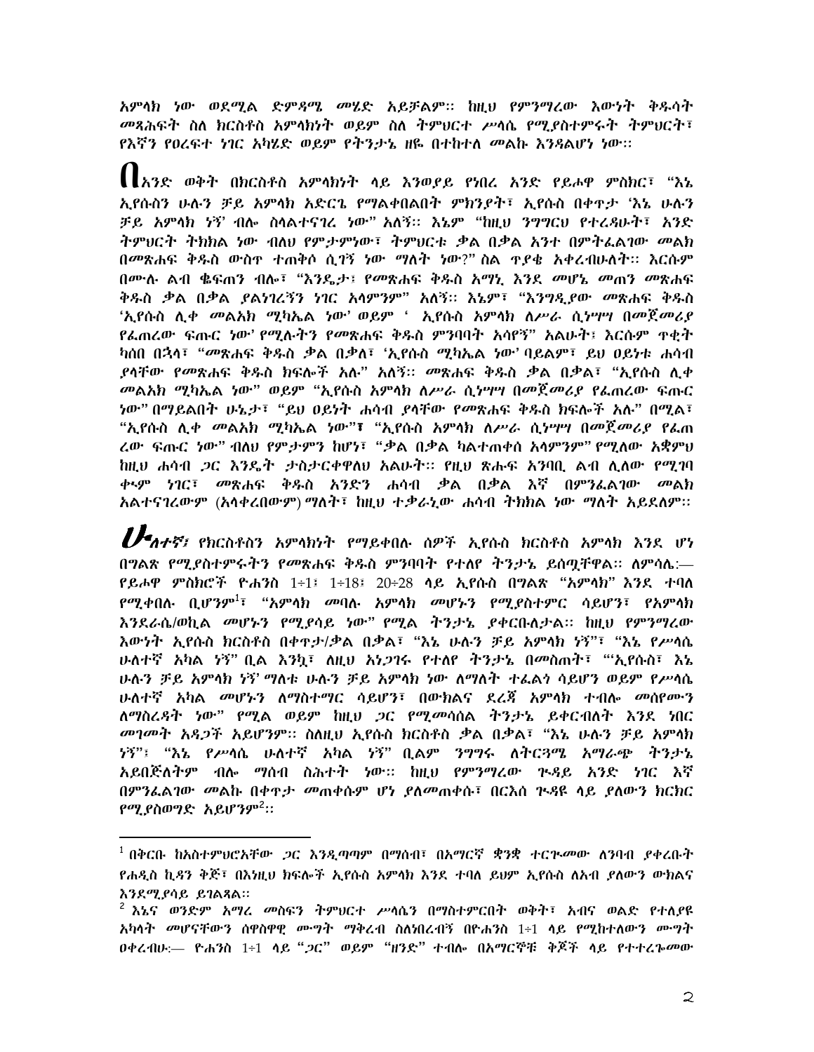*አምላክ ነው ወደሚል ድምዳሜ መሄድ አይቻልም። ከዚህ የምንማረው እውነት ቅዱሳት መጻሕፍት ስለ ክርስቶስ አምላክነት ወይም ስለ ትምህርተ ሥላሴ የሚያስተምሩት ትምህርት፣ የእኛን የዐረፍተ ነገር አካሄድ ወይም የትንታኔ ዘዬ በተከተለ መልኩ እንዳልሆነ ነው።*

**በ**አንድ ወቅት በክርስቶስ አምላክነት ላይ እንወያይ የነበረ አንድ የይሖዋ ምስክር፣ "እኔ ኢየሱስን ሁሉን ቻይ አምላክ አድርጌ የማልቀበልበት ምክንያት፣ ኢየሱስ በቀጥታ 'እኔ ሁሉን ቻይ አምላክ ነኝ' ብሎ ስላልተናገረ ነው" አለኝ። እኔም "ከዚህ ንግግርህ የተረዳሁት፣ አንድ ትምህርት ትክክል ነው ብለህ የምታምነው፣ ትምህርቱ ቃል በቃል አንተ በምትፈልገው መልክ በመጽሐፍ ቅዱስ ውስጥ ተጠቅሶ ሲገኝ ነው ማለት ነው?" ስል ጥያቄ አቀረብሁለት። እርሱም በሙሉ ልብ ቈፍጠን ብሎ፣ "እንዴታ፣ የመጽሐፍ ቅዱስ አማኒ እንደ መሆኔ መጠን መጽሐፍ ቅዱስ ቃል በቃል ያልነገረኝን ነገር አላምንም" አለኝ። እኔም፣ "እንግዲያው መጽሐፍ ቅዱስ 'ኢየሱስ ሊቀ መልአክ ሚካኤል ነው' ወይም ' ኢየሱስ አምላክ ለሥራ ሲነሣ በመጀመሪያ የፈጠረው ፍጡር ነው' የሚሉትን የመጽሐፍ ቅዱስ ምንባባት አሳየኝ" አልሁት፤ እርሱም ጥቂት ካሰበ በኋላ፣ "መጽሐፍ ቅዱስ ቃል በቃል፣ 'ኢየሱስ ሚካኤል ነው' ባይልም፣ ይህ ዐይነቱ ሐሳብ ያላቸው የመጽሐፍ ቅዱስ ክፍሎች አሉ" አለኝ። መጽሐፍ ቅዱስ ቃል በቃል፣ "ኢየሱስ ሊቀ መልአክ ሚካኤል ነው" ወይም "ኢየሱስ አምላክ ለሥራ ሲነሣ በመጀመሪያ የፈጠረው ፍጡር ነው" በማይልበት ሁኔታ፣ "ይህ ዐይነት ሐሳብ ያላቸው የመጽሐፍ ቅዱስ ክፍሎች አሉ" በሚል፣ "ኢየሱስ ሊቀ መልአክ ሚካኤል ነው"፣ "ኢየሱስ አምላክ ለሥራ ሲነሣ በመጀመሪያ የፈጠረው ፍጡር ነው" ብለህ የምታምን ከሆነ፣ "ቃል በቃል ካልተጠቀሰ አላምንም" የሚለው አቋምህ ከዚህ ሐሳብ ጋር እንዴት ታስታርቀዋለህ አልሁት። የዚህ ጽሑፍ አንባቢ ልብ ሊለው የሚገባ ቁም ነገር፣ መጽሐፍ ቅዱስ አንድን ሐሳብ ቃል በቃል እኛ በምንፈልገው መልክ አልተናገረውም (አላቀረበውም) ማለት፣ ከዚህ ተቃራኒው ሐሳብ ትክክል ነው ማለት አይደለም።

**ሁ**ለተኛ፤ የክርስቶስን አምላክነት የማይቀበሉ ሰዎች ኢየሱስ ክርስቶስ አምላክ እንደ ሆነ በግልጽ የሚያስተምሩትን የመጽሐፍ ቅዱስ ምንባባት የተለየ ትንታኔ ይሰጧቸዋል። ለምሳሌ፦— የይሖዋ ምስክሮች ዮሐንስ 1፥1፤ 1፥18፤ 20፥28 ላይ ኢየሱስ በግልጽ "አምላክ" እንደ ተባለ የሚቀበሉ ቢሆንም[1]፣ "አምላክ መባሉ አምላክ መሆኑን የሚያስተምር ሳይሆን፣ የአምላክ እንደራሴ/ወኪል መሆኑን የሚያሳይ ነው" የሚል ትንታኔ ያቀርቡለታል። ከዚህ የምንማረው እውነት ኢየሱስ ክርስቶስ በቀጥታ/ቃል በቃል፣ "እኔ ሁሉን ቻይ አምላክ ነኝ"፣ "እኔ የሥላሴ ሁለተኛ አካል ነኝ" ቢል እንኳ፣ ለዚህ አነጋገሩ የተለየ ትንታኔ በመስጠት፣ "'ኢየሱስ፣ እኔ ሁሉን ቻይ አምላክ ነኝ' ማለቱ ሁሉን ቻይ አምላክ ነው ለማለት ተፈልጎ ሳይሆን ወይም የሥላሴ ሁለተኛ አካል መሆኑን ለማስተማር ሳይሆን፣ በውክልና ደረጃ አምላክ ተብሎ መሰየሙን ለማስረዳት ነው" የሚል ወይም ከዚህ ጋር የሚመሳሰል ትንታኔ ይቀርብለት እንደ ነበር መገመት አዳጋች አይሆንም። ስለዚህ ኢየሱስ ክርስቶስ ቃል በቃል፣ "እኔ ሁሉን ቻይ አምላክ ነኝ"፤ "እኔ የሥላሴ ሁለተኛ አካል ነኝ" ቢልም ንግግሩ ለትርጓሜ አማራጭ ትንታኔ አይበጅለትም ብሎ ማሰብ ስሕተት ነው። ከዚህ የምንማረው ጒዳይ አንድ ነገር እኛ በምንፈልገው መልኩ በቀጥታ መጠቀሱም ሆነ ያለመጠቀሱ፣ በርእስ ጒዳዩ ላይ ያለውን ክርክር የሚያስወግድ አይሆንም[2]።

---

[1] በቅርቡ ከአስተምህሮአቸው ጋር እንዲጣጣም በማሰብ፣ በአማርኛ ቋንቋ ተርጒመው ለንባብ ያቀረቡት የሐዲስ ኪዳን ቅጅ፣ በእነዚህ ክፍሎች ኢየሱስ አምላክ እንደ ተባለ ይህም ኢየሱስ ለአብ ያለውን ውክልና እንደሚያሳይ ይገልጻል።

[2] እኔና ወንድም አማረ መስፍን ትምህርተ ሥላሴን በማስተምርበት ወቅት፣ አብና ወልድ የተለያዩ አካላት መሆናቸውን ሰዋስዋዊ ሙግት ማቅረብ ስለነበረብኝ በዮሐንስ 1፥1 ላይ የሚከተለውን ሙግት ዐቀረብሁ፦— ዮሐንስ 1፥1 ላይ "ጋር" ወይም "ዘንድ" ተብሎ በአማርኛቹ ቅጆች ላይ የተተረጐመው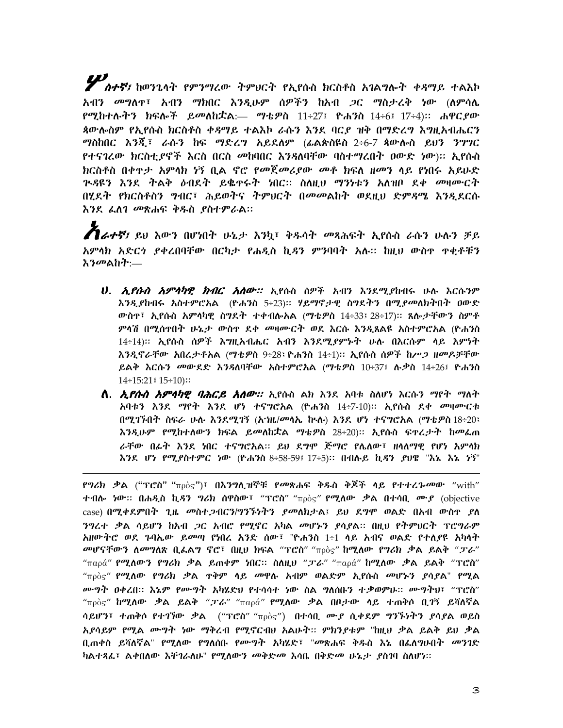**ሦስተኛ፤** ከወንጌላት የምንማረው ትምህርት የኢየሱስ ክርስቶስ አገልግሎት ቀዳማይ ተልእኮ አብን መግለጥ፣ አብን ማክበር እንዲሁም ሰዎችን ከአብ ጋር ማስታረቅ ነው (ለምሳሌ የሚከተሉትን ክፍሎች ይመለከቷል:— ማቴዎስ 11÷27፣ ዮሐንስ 14÷6፣ 17÷4)። ሐዋርያው ጳውሎስም የኢየሱስ ክርስቶስ ቀዳማይ ተልእኮ ራሱን እንደ ባርያ ዝቅ በማድረግ እግዚአብሔርን ማስከበር እንጂ፣ ራሱን ከፍ ማድረግ አይደለም (ፊልጵስዩስ 2÷6-7 ጳውሎስ ይህን ንግግር የተናገረው ክርስቲያኖች እርስ በርስ መከባበር እንዳለባቸው ባስተማረበት ዐውድ ነው)። ኢየሱስ ክርስቶስ በቀጥታ አምላክ ነኝ ቢል ኖሮ የመጀመሪያው መቶ ክፍለ ዘመን ላይ የነበሩ አይሁድ ጉዳዩን እንደ ትልቅ ዕብደት ይቈጥሩት ነበር። ስለዚህ ማንነቱን አለዝቦ ደቀ መዛሙርት በሂደት የክርስቶስን ግብር፣ ሕይወትና ትምህርት በመመልከት ወደዚህ ድምዳሜ እንዲደርሱ እንደ ፈለገ መጽሐፍ ቅዱስ ያስተምራል።

**አራተኛ፤** ይህ እውን በሆነበት ሁኔታ እንኳ፣ ቅዱሳት መጻሕፍት ኢየሱስ ራሱን ሁሉን ቻይ አምላክ አድርጎ ያቀረበባቸው በርካታ የሐዲስ ኪዳን ምንባባት አሉ። ከዚህ ውስጥ ጥቂቶቹን እንመልከት:—

- **ሀ. ኢየሱስ አምላካዊ ክብር አለው።** ኢየሱስ ሰዎች አብን እንደሚያከብሩ ሁሉ እርሱንም እንዲያከብሩ አስተምሮአል (ዮሐንስ 5÷23)። ሃይማኖታዊ ስግደትን በሚያመለክትበት ዐውድ ውስጥ፣ ኢየሱስ አምላካዊ ስግደት ተቀብሎአል (ማቴዎስ 14÷33፤ 28÷17)። ጸሎታቸውን ስሞቶ ምላሽ በሚሰጥበት ሁኔታ ውስጥ ደቀ መዛሙርት ወደ እርሱ እንዲጸልዩ አስተምሮአል (ዮሐንስ 14÷14)። ኢየሱስ ሰዎች እግዚአብሔር አብን እንደሚያምኑት ሁሉ በእርሱም ላይ እምነት እንዲኖራቸው አበረታቶአል (ማቴዎስ 9÷28፤ ዮሐንስ 14÷1)። ኢየሱስ ሰዎች ከሥጋ ዘመዶቻቸው ይልቅ እርሱን መውደድ እንዳለባቸው አስተምሮአል (ማቴዎስ 10÷37፣ ሉቃስ 14÷26፣ ዮሐንስ 14÷15:21፤ 15÷10)።
- **ለ. ኢየሱስ አምላካዊ ባሕርይ አለው።** ኢየሱስ ልክ እንደ አባቱ ስለሆነ እርሱን ማየት ማለት አባቱን እንደ ማየት እንደ ሆነ ተናግሮአል (ዮሐንስ 14÷7-10)። ኢየሱስ ደቀ መዛሙርቱ በሚገኙበት ስፍራ ሁሉ እንደሚገኝ (አንዜ/መላኤ ኩሉ) እንደ ሆነ ተናግሮአል (ማቴዎስ 18÷20፤ እንዲሁም የሚከተለውን ክፍል ይመለከቷል ማቴዎስ 28÷20)። ኢየሱስ ፍጥረታት ከመፈጠራቸው በፊት እንደ ነበር ተናግሮአል። ይህ ደግሞ ጅማሮ የሌለው፣ ዘላለማዊ የሆነ አምላክ እንደ ሆነ የሚያስተምር ነው (ዮሐንስ 8÷58-59፤ 17÷5)። በብሉይ ኪዳን ያህዌ "እኔ እኔ ነኝ"

---

የግሪክ ቃል ("ፕሮስ" "πρὸς")፣ በእንግሊዝኛቹ የመጽሐፍ ቅዱስ ቅጆች ላይ የተተረጐመው "with" ተብሎ ነው። በሐዲስ ኪዳን ግሪክ ሰዋስው፣ "ፕሮስ" "πρὸς" የሚለው ቃል በተሳቢ ሙያ (objective case) በሚቀደምበት ጊዜ መስተጋብርን/ግንኙነትን ያመለክታል፤ ይህ ደግሞ ወልድ በአብ ውስጥ ያለ ንግረተ ቃል ሳይሆን ከአብ ጋር አብሮ የሚኖር አካል መሆኑን ያሳያል። በዚህ የትምህርት ፕሮግራም አዘውትሮ ወደ ጉባኤው ይመጣ የነበረ አንድ ሰው፣ "ዮሐንስ 1÷1 ላይ አብና ወልድ የተለያዩ አካላት መሆናቸውን ለመግለጽ ቢፈልግ ኖሮ፣ በዚህ ክፍል "ፕሮስ" "πρὸς" ከሚለው የግሪክ ቃል ይልቅ "ፓራ" "παρά" የሚለውን የግሪክ ቃል ይጠቀም ነበር። ስለዚህ "ፓራ" "παρά" ከሚለው ቃል ይልቅ "ፕሮስ" "πρὸς" የሚለው የግሪክ ቃል ጥቅም ላይ መዋሉ አብም ወልድም ኢየሱስ መሆኑን ያሳያል" የሚል ሙግት ዐቀረበ። እኔም የሙግት አካሄድህ የተሳሳተ ነው ስል ግለሰቡን ተቃወምሁ። ሙግትህ፣ "ፕሮስ" "πρὸς" ከሚለው ቃል ይልቅ "ፓራ" "παρά" የሚለው ቃል በቦታው ላይ ተጠቅሶ ቢገኝ ይሻለኛል ሳይሆን፣ ተጠቅሶ የተገኘው ቃል ("ፕሮስ" "πρὸς") በተሳቢ ሙያ ሲቀደም ግንኙነትን ያሳያል ወይስ አያሳይም የሚል ሙግት ነው ማቅረብ የሚኖርብህ አልሁት። ምክንያቱም "ከዚህ ቃል ይልቅ ይህ ቃል ቢጠቀስ ይሻለኛል" የሚለው የግለሰቡ የሙግት አካሄድ፣ "መጽሐፍ ቅዱስ እኔ በፈለግሁበት መንገድ ካልተጻፈ፣ ልቀበለው አቸገራለሁ" የሚለውን መቅድመ እሳቤ በቅድመ ሁኔታ ያስገባ ስለሆነ።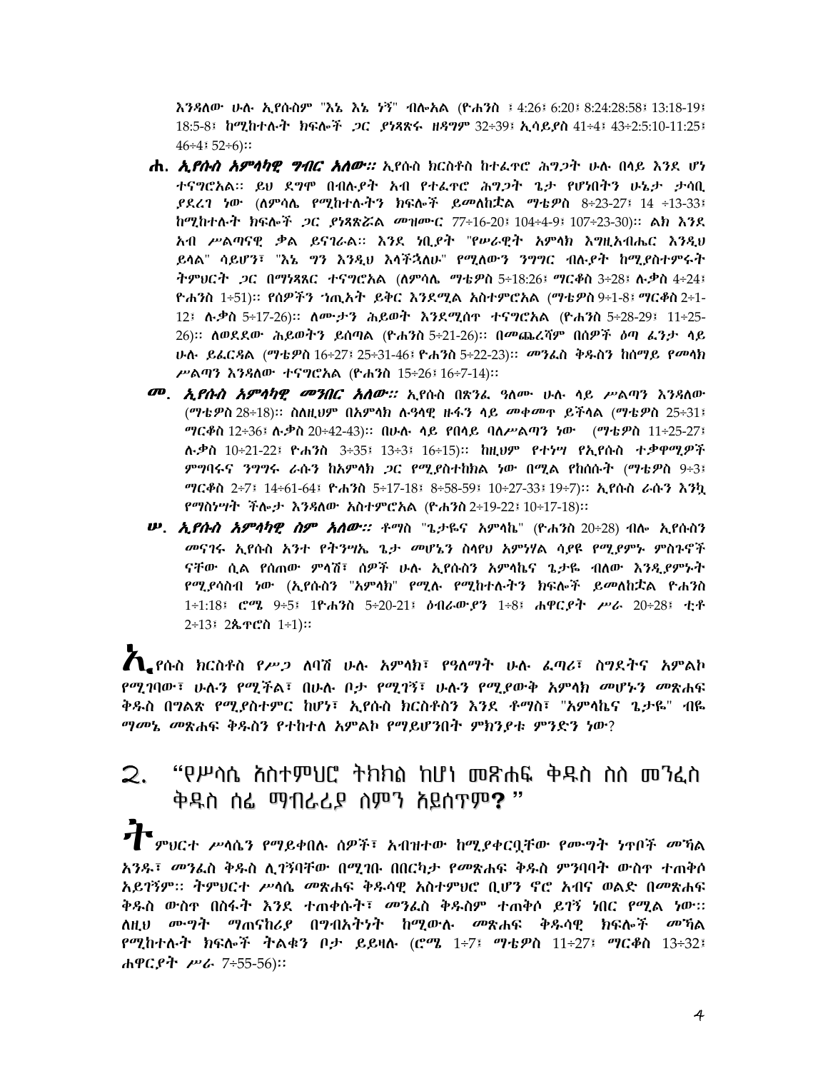እንዳለው ሁሉ ኢየሱስም "እኔ እኔ ነኝ" ብሎአል (ዮሐንስ ፡ 4:26፣ 6:20፣ 8:24:28:58፣ 13:18-19፣ 18:5-8፣ ከሚከተሉት ክፍሎች *ጋር ያነጻጽሩ ዘጸግም* 32÷39፣ *ኢሳይያስ* 41÷4፣ 43÷2:5:10-11:25፣ 46÷4፣ 52÷6)።

**ሐ. *ኢየሱስ አምላካዊ ግብር አለው።*** ኢየሱስ ክርስቶስ ከተፈጥሮ ሕግጋት ሁሉ በላይ እንደ ሆነ ተናግሮአል። ይህ ደግሞ በብሉያት አብ የተፈጥሮ ሕግጋት ጌታ የሆነበትን ሁኔታ *ታሳቢ ያደረገ ነው (ለምሳሌ የሚከተሉትን ክፍሎች ይመለከቷል ማቴዎስ* 8÷23-27፣ 14 ÷13-33፣ *ከሚከተሉት ክፍሎች ጋር ያነጻጽሯል መዝሙር* 77÷16-20፣ 104÷4-9፣ 107÷23-30)። ልክ እንደ አብ ሥልጣናዊ ቃል ይናገራል። እንደ ነቢያት "የሠራዊት አምላክ እግዚአብሔር እንዲህ ይላል" ሳይሆን፣ "እኔ ግን እንዲህ እላችኋለሁ" *የሚለውን ንግግር ብሉያት ከሚያስተምሩት ትምህርት ጋር በማነጻጸር ተናግሮአል (ለምሳሌ ማቴዎስ* 5÷18:26፣ *ማርቆስ* 3÷28፣ *ሉቃስ* 4÷24፣ *ዮሐንስ* 1÷51)። *የሰዎችን ኀጢአት ይቅር እንደሚል አስተምሮአል (ማቴዎስ* 9÷1-8፣ *ማርቆስ* 2÷1-12፣ *ሉቃስ* 5÷17-26)። *ለሙታን ሕይወት እንደሚሰጥ ተናግሮአል (ዮሐንስ* 5÷28-29፣ 11÷25-26)። *ለወደደው ሕይወትን ይሰጣል (ዮሐንስ* 5÷21-26)። *በመጨረሻም በሰዎች ዕጣ ፈንታ ላይ ሁሉ ይፈርዳል (ማቴዎስ* 16÷27፣ 25÷31-46፣ *ዮሐንስ* 5÷22-23)። *መንፈስ ቅዱስን ከሰማይ የመላክ ሥልጣን እንዳለው ተናግሮአል (ዮሐንስ* 15÷26፣ 16÷7-14)።

**መ. *ኢየሱስ አምላካዊ መንበር አለው።*** ኢየሱስ በጽንፈ ዓለሙ ሁሉ ላይ ሥልጣን እንዳለው (*ማቴዎስ* 28÷18)። ስለዚህም በአምላክ ሉዓላዊ ዙፋን ላይ መቀመጥ ይችላል (*ማቴዎስ* 25÷31፣ *ማርቆስ* 12÷36፣ *ሉቃስ* 20÷42-43)። በሁሉ ላይ የበላይ ባለሥልጣን ነው (*ማቴዎስ* 11÷25-27፣ *ሉቃስ* 10÷21-22፣ *ዮሐንስ* 3÷35፣ 13÷3፣ 16÷15)። *ከዚህም የተነሣ የኢየሱስ ተቃዋሚዎች ምግባሩና ንግግሩ ራሱን ከአምላክ ጋር የሚያስተከክል ነው በሚል የከሰሱት (ማቴዎስ* 9÷3፣ *ማርቆስ* 2÷7፣ 14÷61-64፣ *ዮሐንስ* 5÷17-18፣ 8÷58-59፣ 10÷27-33፣ 19÷7)። *ኢየሱስ ራሱን እንኳ የማስነሣት ችሎታ እንዳለው አስተምሮአል (ዮሐንስ* 2÷19-22፣ 10÷17-18)።

**ሠ. *ኢየሱስ አምላካዊ ስም አለው።*** *ቶማስ* "ጌታዬና አምላኬ" (*ዮሐንስ* 20÷28) *ብሎ ኢየሱስን መናገሩ ኢየሱስ አንተ የትንሣኤ ጌታ መሆኔን ስላየህ አምነሃል ሳያዩ የሚያምኑ ምስጉኖች ናቸው ሲል የሰጠው ምላሽ፣ ሰዎች ሁሉ ኢየሱስን አምላኬና ጌታዬ ብለው እንዲያምኑት የሚያሳስብ ነው (ኢየሱስን "አምላክ" የሚሉ የሚከተሉትን ክፍሎች ይመለከቷል ዮሐንስ* 1÷1:18፣ *ሮሜ* 9÷5፣ 1*ዮሐንስ* 5÷20-21፣ *ዕብራውያን* 1÷8፣ *ሐዋርያት ሥራ* 20÷28፣ *ቲቶ* 2÷13፣ 2*ጴጥሮስ* 1÷1)።

**ኢ**የሱስ ክርስቶስ *የሥጋ ለባሽ ሁሉ አምላክ፣ የዓለማት ሁሉ ፈጣሪ፣ ስግደትና አምልኮ የሚገባው፣ ሁሉን የሚችል፣ በሁሉ ቦታ የሚገኝ፣ ሁሉን የሚያውቅ አምላክ መሆኑን መጽሐፍ ቅዱስ በግልጽ የሚያስተምር ከሆነ፣ ኢየሱስ ክርስቶስን እንደ ቶማስ፣* "አምላኬና ጌታዬ" *ብዬ ማመኔ መጽሐፍ ቅዱስን የተከተለ አምልኮ የማይሆንበት ምክንያቱ ምንድን ነው*?

## ፪. "የሥላሴ አስተምህሮ ትክክል ከሆነ መጽሐፍ ቅዱስ ስለ መንፈስ ቅዱስ ሰፊ ማብራሪያ ስምን አይሰጥም**?** "

**ት**ምህርተ *ሥላሴን የማይቀበሉ ሰዎች፣ አብዝተው ከሚያቀርቧቸው የሙግት ነጥቦች መኻል አንዱ፣ መንፈስ ቅዱስ ሊገኝባቸው በሚገቡ በበርካታ የመጽሐፍ ቅዱስ ምንባባት ውስጥ ተጠቅሶ አይገኝም። ትምህርተ ሥላሴ መጽሐፍ ቅዱሳዊ አስተምህሮ ቢሆን ኖሮ አብና ወልድ በመጽሐፍ ቅዱስ ውስጥ በስፋት እንደ ተጠቀሱት፣ መንፈስ ቅዱስም ተጠቅሶ ይገኝ ነበር የሚል ነው። ለዚህ ሙግት ማጠናከሪያ በግብአትነት ከሚውሉ መጽሐፍ ቅዱሳዊ ክፍሎች መኻል የሚከተሉት ክፍሎች ትልቁን ቦታ ይይዛሉ (ሮሜ* 1÷7፣ *ማቴዎስ* 11÷27፣ *ማርቆስ* 13÷32፣ *ሐዋርያት ሥራ* 7÷55-56)።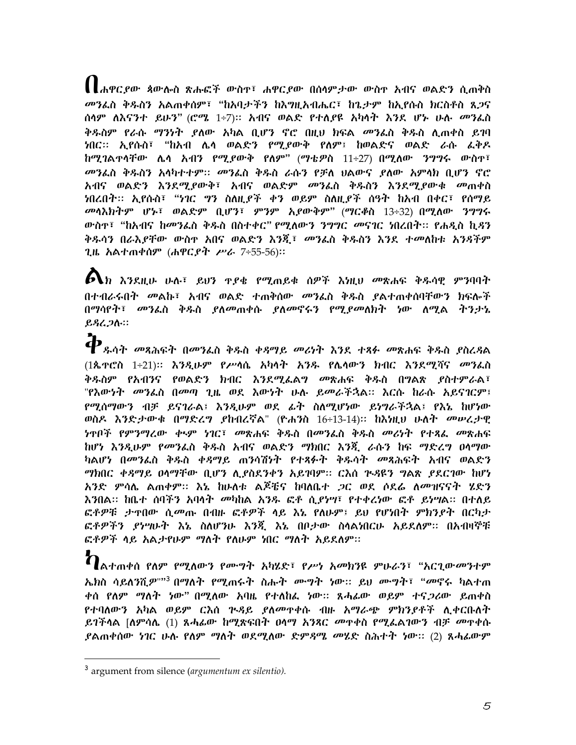በሐዋርያው ጳውሎስ ጽሑፎች ውስጥ፣ ሐዋርያው በሰላምታው ውስጥ አብና ወልድን ሲጠቅስ መንፈስ ቅዱስን አልጠቀሰም፣ "ከአባታችን ከእግዚአብሔር፣ ከጌታም ከኢየሱስ ክርስቶስ ጸጋና ሰላም ለእናንተ ይሁን" (ሮሜ 1፥7)። አብና ወልድ የተለያዩ አካላት እንደ ሆኑ ሁሉ መንፈስ ቅዱስም የራሱ ማንነት ያለው አካል ቢሆን ኖሮ በዚህ ክፍል መንፈስ ቅዱስ ሊጠቀስ ይገባ ነበር። ኢየሱስ፣ "ከአብ ሌላ ወልድን የሚያውቅ የለም፤ ከወልድና ወልድ ራሱ ፈቅዶ ከሚገልጥላቸው ሌላ አብን የሚያውቅ የለም" (ማቴዎስ 11፥27) በሚለው ንግግሩ ውስጥ፣ መንፈስ ቅዱስን አላካተተም። መንፈስ ቅዱስ ራሱን የቻለ ህልውና ያለው አምላክ ቢሆን ኖሮ አብና ወልድን እንደሚያውቅ፣ አብና ወልድም መንፈስ ቅዱስን እንደሚያውቁ መጠቀስ ነበረበት። ኢየሱስ፣ "ነገር ግን ስለዚያች ቀን ወይም ስለዚያች ሰዓት ከአብ በቀር፣ የሰማይ መላእክትም ሆኑ፣ ወልድም ቢሆን፣ ምንም አያውቅም" (ማርቆስ 13፥32) በሚለው ንግግሩ ውስጥ፣ "ከአብና ከመንፈስ ቅዱስ በስተቀር" የሚለውን ንግግር መናገር ነበረበት። የሐዲስ ኪዳን ቅዱሳን በራእያቸው ውስጥ አብና ወልድን እንጂ፣ መንፈስ ቅዱስን እንደ ተመለከቱ አንዳችም ጊዜ አልተጠቀሰም (ሐዋርያት ሥራ 7፥55-56)።

ልክ እንደዚሁ ሁሉ፣ ይህን ጥያቄ የሚጠይቁ ሰዎች እነዚህ መጽሐፍ ቅዱሳዊ ምንባባት በተብራሩበት መልኩ፣ አብና ወልድ ተጠቅሰው መንፈስ ቅዱስ ያልተጠቀሰባቸውን ክፍሎች በማሳየት፣ መንፈስ ቅዱስ ያለመጠቀሱ ያለመኖሩን የሚያመለክት ነው ለሚል ትንታኔ ይዳረጋሉ።

ቅዱሳት መጻሕፍት በመንፈስ ቅዱስ ቀዳማይ መሪነት እንደ ተጻፉ መጽሐፍ ቅዱስ ያስረዳል (1ጴጥሮስ 1፥21)። እንዲሁም የሥላሴ አካላት አንዱ የሌላውን ክብር እንደሚሻና መንፈስ ቅዱስም የአብንና የወልድን ክብር እንደሚፈልግ መጽሐፍ ቅዱስ በግልጽ ያስተምራል፣ "የእውነት መንፈስ በመጣ ጊዜ ወደ እውነት ሁሉ ይመራችኋል። እርሱ ከራሱ አይናገርም፤ የሚሰማውን ብቻ ይናገራል፤ እንዲሁም ወደ ፊት ስለሚሆነው ይነግራችኋል፤ የእኔ ከሆነው ወስዶ እንድታውቁ በማድረግ ያከብረኛል" (ዮሐንስ 16፥13-14)። ከእነዚህ ሁለት መሠረታዊ ነጥቦች የምንግረው ቀላም ነገር፣ መጽሐፍ ቅዱስ በመንፈስ ቅዱስ መሪነት የተጻፈ መጽሐፍ ከሆነ እንዲሁም የመንፈስ ቅዱስ አብና ወልድን ማክበር እንጂ ራሱን ከፍ ማድረግ ዐላማው ካልሆነ በመንፈስ ቅዱስ ቀዳማይ ጠንሳሽነት የተጻፉት ቅዱሳት መጻሕፍት አብና ወልድን ማክበር ቀዳማይ ዐላማቸው ቢሆን ሊያስደንቀን አይገባም። ርእሰ ጉዳዩን ግልጽ ያደርገው ከሆነ አንድ ምሳሌ ልጠቀም። እኔ ከሁለቱ ልጆቼና ከባለቤቴ ጋር ወደ ሶደሬ ለመዝናናት ሄድን እንበል። ከቤተ ሰባችን አባላት መካከል አንዱ ፎቶ ሲያነሣ፣ የተቀረነው ፎቶ ይነሣል። በተለይ ፎቶዎቹ ታጥበው ሲመጡ በብዙ ፎቶዎች ላይ እኔ የለሁም፤ ይህ የሆነበት ምክንያት በርካታ ፎቶዎችን ያነሣሁት እኔ ስለሆንሁ እንጂ እኔ በቦታው ስላልነበርሁ አይደለም። በአብዛኞቹ ፎቶዎች ላይ አልታየሁም ማለት የለሁም ነበር ማለት አይደለም።

ካልተጠቀሰ የለም የሚለውን የሙግት አካሄድ፣ የሥነ አመክንዮ ምሁራን፣ "አርጊውመንተም ኤክስ ሳይለንሺዮ"[3] በማለት የሚጠሩት ስሑት ሙግት ነው። ይህ ሙግት፣ "መኖሩ ካልተጠቀሰ የለም ማለት ነው" በሚለው እሳቤ የተለከፈ ነው። ጸሓፊው ወይም ተናጋሪው ይጠቀስ የተባለውን አካል ወይም ርእሰ ጉዳይ ያለመጥቀሱ ብዙ አማራጭ ምክንያቶች ሊቀርቡለት ይገችላል [ለምሳሌ (1) ጸሓፊው ከሚጽፍበት ዐላማ አንጻር መጥቀስ የሚፈልገውን ብቻ መጥቀሱ ያልጠቀሰው ነገር ሁሉ የለም ማለት ወደሚለው ድምዳሜ መሄድ ስሕተት ነው። (2) ጸሓፊውም

---

[3] argument from silence (*argumentum ex silentio).*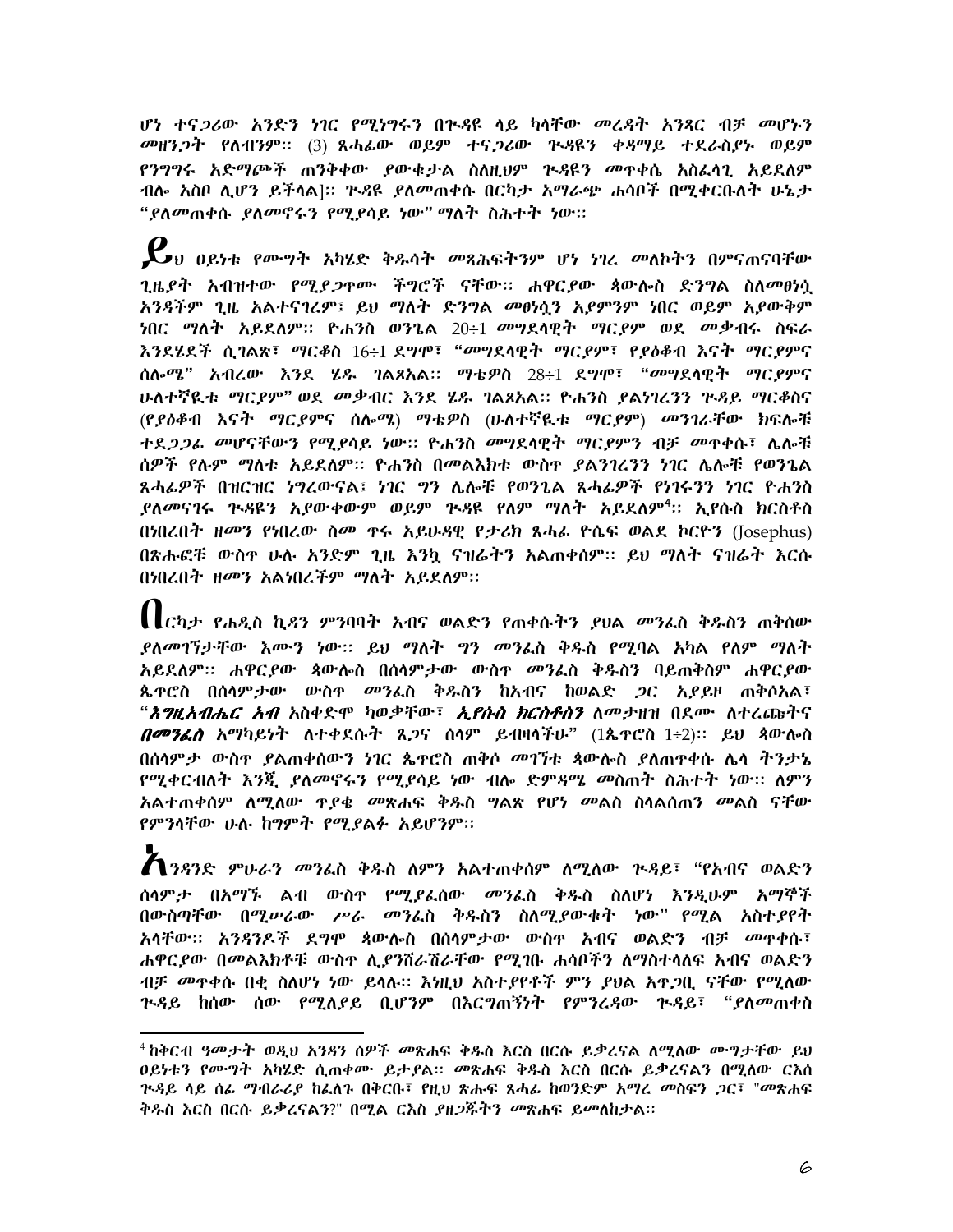ሆነ ተናጋሪው አንድን ነገር የሚነግሩን በጉዳዩ ላይ ካላቸው መረዳት አንጻር ብቻ መሆኑን መዘንጋት የለብንም። (3) ጸሓፊው ወይም ተናጋሪው ጉዳዩን ቀዳማይ ተደራስያኑ ወይም የንግግሩ አድማጮች ጠንቅቀው ያውቁታል ስለዚህም ጉዳዩን መጥቀሴ አስፈላጊ አይደለም ብሎ አስቦ ሊሆን ይችላል]። ጉዳዩ ያለመጠቀሱ በርካታ አማራጭ ሐሳቦች በሚቀርቡለት ሁኔታ "ያለመጠቀሱ ያለመኖሩን የሚያሳይ ነው" ማለት ስሕተት ነው።

ይህ ዐይነቱ የሙግት አካሄድ ቅዱሳት መጻሕፍትንም ሆነ ነገረ መለኮትን በምናጠናባቸው ጊዜያት አብዝተው የሚያጋጥሙ ችግሮች ናቸው። ሐዋርያው ጳውሎስ ድንግል ስለመፀነሷ አንዳችም ጊዜ አልተናገረም፤ ይህ ማለት ድንግል መፀነሷን አያምንም ነበር ወይም አያውቅም ነበር ማለት አይደለም። ዮሐንስ ወንጌል 20፥1 መግደላዊት ማርያም ወደ መቃብሩ ስፍራ እንደሄደች ሲገልጽ፣ ማርቆስ 16፥1 ደግሞ፣ "መግደላዊት ማርያም፣ የያዕቆብ እናት ማርያምና ሰሎሜ" አብረው እንደ ሄዱ ገልጾአል። ማቴዎስ 28፥1 ደግሞ፣ "መግደላዊት ማርያምና ሁለተኛዪቱ ማርያም" ወደ መቃብር እንደ ሄዱ ገልጾአል። ዮሐንስ ያልነገረንን ጉዳይ ማርቆስና (የያዕቆብ እናት ማርያምና ሰሎሜ) ማቴዎስ (ሁለተኛዪቱ ማርያም) መንገራቸው ክፍሎቹ ተደጋጋፊ መሆናቸውን የሚያሳይ ነው። ዮሐንስ መግደላዊት ማርያምን ብቻ መጥቀሱ፣ ሌሎቹ ሰዎች የሉም ማለቱ አይደለም። ዮሐንስ በመልእክቱ ውስጥ ያልነገረንን ነገር ሌሎቹ የወንጌል ጸሓፊዎች በዝርዝር ነግረውናል፤ ነገር ግን ሌሎቹ የወንጌል ጸሓፊዎች የነገሩንን ነገር ዮሐንስ ያለመናገሩ ጉዳዩን አያውቀውም ወይም ጉዳዩ የለም ማለት አይደለም[4]። ኢየሱስ ክርስቶስ በነበረበት ዘመን የነበረው ስመ ጥሩ አይሁዳዊ የታሪክ ጸሓፊ ዮሴፍ ወልደ ኮርዮን (Josephus) በጽሑፎቹ ውስጥ ሁሉ አንድም ጊዜ እንኳ ናዝሬትን አልጠቀሰም። ይህ ማለት ናዝሬት እርሱ በነበረበት ዘመን አልነበረችም ማለት አይደለም።

በርካታ የሐዲስ ኪዳን ምንባባት አብና ወልድን የጠቀሱትን ያህል መንፈስ ቅዱስን ጠቅሰው ያለመገኘታቸው እሙን ነው። ይህ ማለት ግን መንፈስ ቅዱስ የሚባል አካል የለም ማለት አይደለም። ሐዋርያው ጳውሎስ በሰላምታው ውስጥ መንፈስ ቅዱስን ባይጠቅስም ሐዋርያው ጴጥሮስ በሰላምታው ውስጥ መንፈስ ቅዱስን ከአብና ከወልድ ጋር አያይዞ ጠቅሶአል፣ "***እግዚአብሔር አብ*** አስቀድሞ ካወቃቸው፣ ***ኢየሱስ ክርስቶስን*** ለመታዘዝ በደሙ ለተረጨትና ***በመንፈስ*** አማካይነት ለተቀደሱት ጸጋና ሰላም ይብዛላችሁ" (1ጴጥሮስ 1፥2)። ይህ ጳውሎስ በሰላምታ ውስጥ ያልጠቀሰውን ነገር ጴጥሮስ ጠቅሶ መገኘቱ ጳውሎስ ያለጠቀሱ ሌላ ትንታኔ የሚቀርብለት እንጂ ያለመኖሩን የሚያሳይ ነው ብሎ ድምዳሜ መስጠት ስሕተት ነው። ለምን አልተጠቀሰም ለሚለው ጥያቄ መጽሐፍ ቅዱስ ግልጽ የሆነ መልስ ስላልሰጠን መልስ ናቸው የምንላቸው ሁሉ ከግምት የሚያልፉ አይሆንም።

አንዳንድ ምሁራን መንፈስ ቅዱስ ለምን አልተጠቀሰም ለሚለው ጉዳይ፣ "የአብና ወልድን ሰላምታ በአማኙ ልብ ውስጥ የሚያፈሰው መንፈስ ቅዱስ ስለሆነ እንዲሁም አማኞች በውስጣቸው በሚሠራው ሥራ መንፈስ ቅዱስን ስለሚያውቁት ነው" የሚል አስተያየት አላቸው። አንዳንዶች ደግሞ ጳውሎስ በሰላምታው ውስጥ አብና ወልድን ብቻ መጥቀሱ፣ ሐዋርያው በመልእክቶቹ ውስጥ ሊያንሸራሽራቸው የሚገቡ ሐሳቦችን ለማስተላለፍ አብና ወልድን ብቻ መጥቀሱ በቂ ስለሆነ ነው ይላሉ። እነዚህ አስተያየቶች ምን ያህል አጥጋቢ ናቸው የሚለው ጉዳይ ከሰው ሰው የሚለያይ ቢሆንም በእርግጠኝነት የምንረዳው ጉዳይ፣ "ያለመጠቀስ

---

[4] ከቅርብ ዓመታት ወዲህ አንዳንድ ሰዎች መጽሐፍ ቅዱስ እርስ በርሱ ይቃረናል ለሚለው ሙግታቸው ይህ ዐይነቱን የሙግት አካሄድ ሲጠቀሙ ይታያል። መጽሐፍ ቅዱስ እርስ በርሱ ይቃረናል በሚለው ርእስ ጉዳይ ላይ ሰፊ ማብራሪያ ከፈለጉ በቅርቡ፣ የዚህ ጽሑፍ ጸሓፊ ከወንድም አማረ መስፍን ጋር፣ "መጽሐፍ ቅዱስ እርስ በርሱ ይቃረናልን?" በሚል ርእስ ያዘጋጁትን መጽሐፍ ይመለከታል።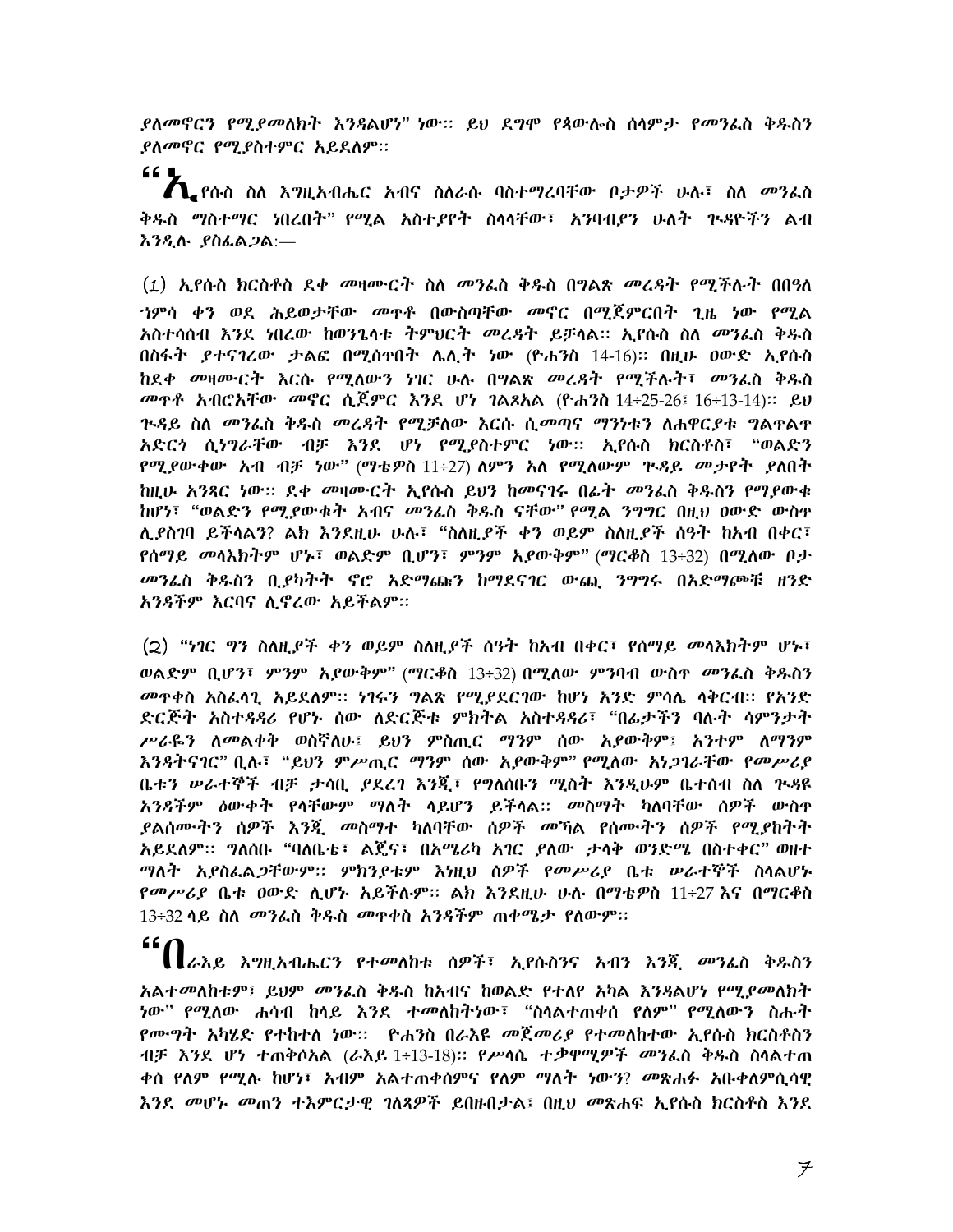*ያለመኖርን የሚያመለክት እንዳልሆነ"* ነው። ይህ ደግሞ የጳውሎስ ሰላምታ የመንፈስ ቅዱስን ያለመኖር የሚያስተምር አይደለም።

**"ኢ**የሱስ ስለ እግዚአብሔር አብና ስለራሱ ባስተማረባቸው ቦታዎች ሁሉ፣ ስለ መንፈስ ቅዱስ ማስተማር ነበረበት" የሚል አስተያየት ስላላቸው፣ አንባብያን ሁለት ጉዳዮችን ልብ እንዲሉ ያስፈልጋል፡—

(1) ኢየሱስ ክርስቶስ ደቀ መዛሙርት ስለ መንፈስ ቅዱስ በግልጽ መረዳት የሚችሉት በበዓለ ኀምሳ ቀን ወደ ሕይወታቸው መጥቶ በውስጣቸው መኖር በሚጀምርበት ጊዜ ነው የሚል አስተሳሰብ እንደ ነበረው ከወንጌላቱ ትምህርት መረዳት ይቻላል። ኢየሱስ ስለ መንፈስ ቅዱስ በስፋት ያተናገረው ታልፎ በሚሰጥበት ሌሊት ነው (ዮሐንስ 14-16)። በዚሁ ዐውድ ኢየሱስ ከደቀ መዛሙርት እርሱ የሚለውን ነገር ሁሉ በግልጽ መረዳት የሚችሉት፣ መንፈስ ቅዱስ መጥቶ አብሮአቸው መኖር ሲጀምር እንደ ሆነ ገልጾአል (ዮሐንስ 14፥25-26፤ 16፥13-14)። ይህ ጉዳይ ስለ መንፈስ ቅዱስ መረዳት የሚቻለው እርሱ ሲመጣና ማንነቱን ለሐዋርያቱ ግልጥልጥ አድርጎ ሲነግራቸው ብቻ እንደ ሆነ የሚያስተምር ነው። ኢየሱስ ክርስቶስ፣ "ወልድን የሚያውቀው አብ ብቻ ነው" (ማቴዎስ 11፥27) ለምን አለ የሚለውም ጉዳይ መታየት ያለበት ከዚሁ አንጻር ነው። ደቀ መዛሙርት ኢየሱስ ይህን ከመናገሩ በፊት መንፈስ ቅዱስን የማያውቁ ከሆኑ፣ "ወልድን የሚያውቁት አብና መንፈስ ቅዱስ ናቸው" የሚል ንግግር በዚህ ዐውድ ውስጥ ሊያስገባ ይችላልን? ልክ እንደዚሁ ሁሉ፣ "ስለዚያች ቀን ወይም ስለዚያች ሰዓት ከአብ በቀር፣ የሰማይ መላእክትም ሆኑ፣ ወልድም ቢሆን፣ ምንም አያውቅም" (ማርቆስ 13፥32) በሚለው ቦታ መንፈስ ቅዱስን ቢያካትት ኖሮ አድማጩን ከማደናገር ውጪ ንግግሩ በአድማጮቹ ዘንድ አንዳችም እርባና ሊኖረው አይችልም።

(2) "ነገር ግን ስለዚያች ቀን ወይም ስለዚያች ሰዓት ከአብ በቀር፤ የሰማይ መላእክትም ሆኑ፣ ወልድም ቢሆን፣ ምንም አያውቅም" (ማርቆስ 13፥32) በሚለው ምንባብ ውስጥ መንፈስ ቅዱስን መጥቀስ አስፈላጊ አይደለም። ነገሩን ግልጽ የሚያደርገው ከሆነ አንድ ምሳሌ ላቅርብ። የአንድ ድርጅት አስተዳዳሪ የሆኑ ሰው ለድርጅቱ ምክትል አስተዳዳሪ፣ "በፊታችን ባሉት ሳምንታት ሥራዬን ለመልቀቅ ወስኛለሁ፤ ይህን ምስጢር ማንም ሰው አያውቅም፤ አንተም ለማንም እንዳትናገር" ቢሉ፣ "ይህን ምሥጢር ማንም ሰው አያውቅም" የሚለው አነጋገራቸው የመሥሪያ ቤቱን ሠራተኞች ብቻ ታሳቢ ያደረገ እንጂ፣ የግለሰቡን ሚስት እንዲሁም ቤተሰብ ስለ ጉዳዩ አንዳችም ዕውቀት የላቸውም ማለት ላይሆን ይችላል። መስማት ካለባቸው ሰዎች ውስጥ ያልሰሙትን ሰዎች እንጂ መስማተ ካለባቸው ሰዎች መኻል የሰሙትን ሰዎች የሚያካትት አይደለም። ግለሰቡ "ባለቤቴ፣ ልጆና፣ በአሜሪካ አገር ያለው ታላቅ ወንድሜ በስተቀር" ወዘተ ማለት አያስፈልጋቸውም። ምክንያቱም እነዚህ ሰዎች የመሥሪያ ቤቱ ሠራተኞች ስላልሆኑ የመሥሪያ ቤቱ ዐውድ ሊሆኑ አይችሉም። ልክ እንደዚሁ ሁሉ በማቴዎስ 11፥27 እና በማርቆስ 13፥32 ላይ ስለ መንፈስ ቅዱስ መጥቀስ አንዳችም ጠቀሜታ የለውም።

**"በ**ራእይ እግዚአብሔርን የተመለከቱ ሰዎች፣ ኢየሱስንና አብን እንጂ መንፈስ ቅዱስን አልተመለከቱም፤ ይህም መንፈስ ቅዱስ ከአብና ከወልድ የተለየ አካል እንዳልሆነ የሚያመለክት ነው" የሚለው ሐሳብ ከላይ እንደ ተመለከትነው፣ "ስላልተጠቀሰ የለም" የሚለውን ስሑት የሙግት አካሄድ የተከተለ ነው። ዮሐንስ በራእዩ መጀመሪያ የተመለከተው ኢየሱስ ክርስቶስን ብቻ እንደ ሆነ ተጠቅሶአል (ራእይ 1፥13-18)። የሥላሴ ተቃዋሚዎች መንፈስ ቅዱስ ስላልተጠቀሰ የለም የሚሉ ከሆነ፣ አብም አልተጠቀሰምና የለም ማለት ነውን? መጽሐፉ አቡቀለምሲሳዊ እንደ መሆኑ መጠን ተእምርታዊ ገለጻዎች ይበዙበታል፤ በዚህ መጽሐፍ ኢየሱስ ክርስቶስ እንደ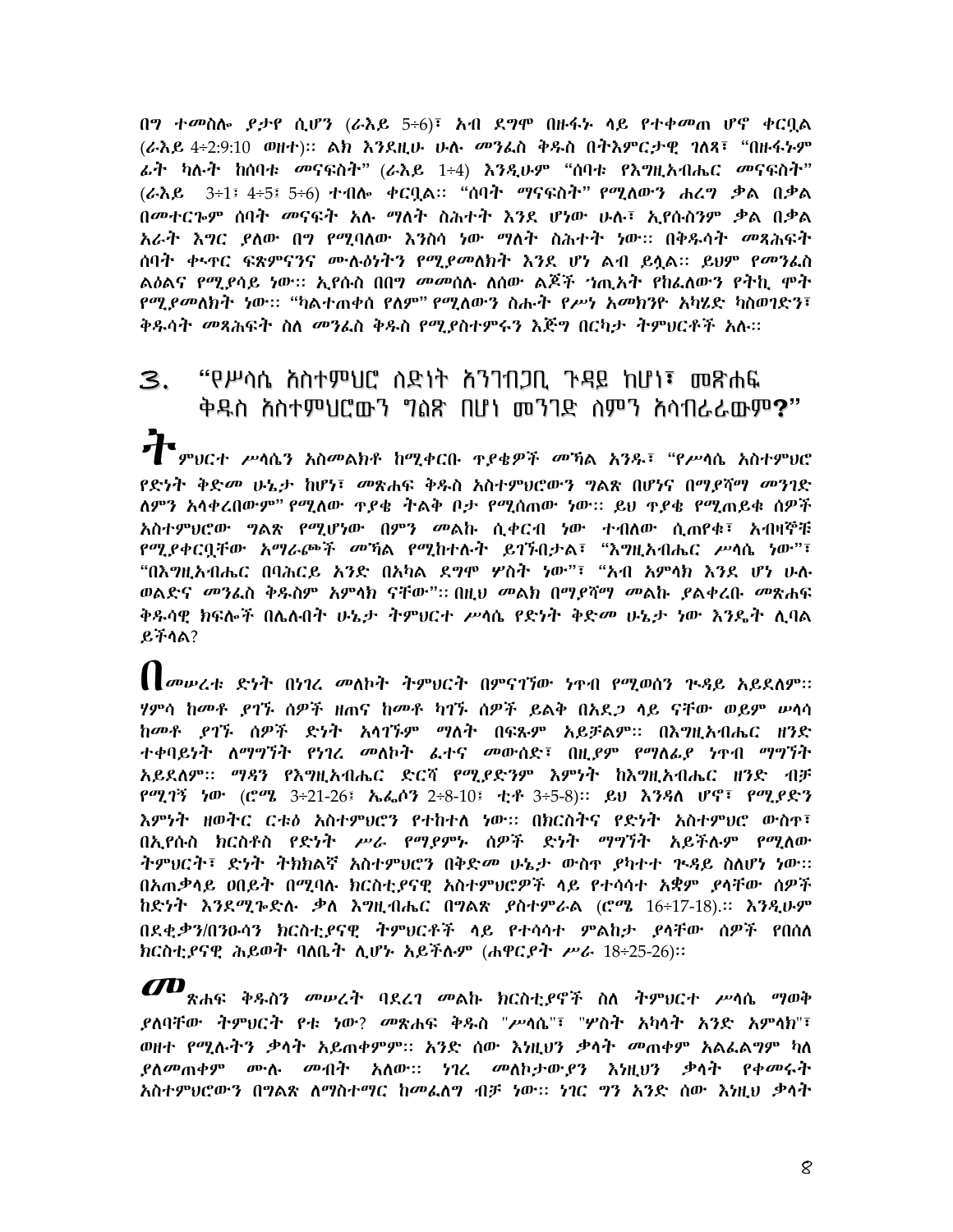በግ ተመስሎ ያታየ ሲሆን (ራእይ 5፥6)፣ አብ ደግሞ በዙፋኑ ላይ የተቀመጠ ሆኖ ቀርቧል (ራእይ 4፥2፡9፡10 ወዘተ)። ልክ እንደዚሁ ሁሉ መንፈስ ቅዱስ በትእምርታዊ ገለጻ፣ "በዙፋኑም ፊት ካሉት ከሰባቱ መናፍስት" (ራእይ 1፥4) እንዲሁም "ሰባቱ የእግዚአብሔር መናፍስት" (ራእይ 3፥1፣ 4፥5፣ 5፥6) ተብሎ ቀርቧል። "ሰባት ማናፍስት" የሚለውን ሐረግ ቃል በቃል በመተርጐም ሰባት መናፍት አሉ ማለት ስሕተት እንደ ሆነው ሁሉ፣ ኢየሱስንም ቃል በቃል አራት እግር ያለው በግ የሚባለው እንስሳ ነው ማለት ስሕተት ነው። በቅዱሳት መጻሕፍት ሰባት ቊጥር ፍጽምናንና ሙሉዕነትን የሚያመለክት እንደ ሆነ ልብ ይሏል። ይህም የመንፈስ ልዕልና የሚያሳይ ነው። ኢየሱስ በበግ መመሰሉ ለሰው ልጆች ኀጢአት የከፈለውን የትኪ ሞት የሚያመለክት ነው። "ካልተጠቀሰ የለም" የሚለውን ስሑት የሥነ አመክንዮ አካሄድ ካስወገድን፣ ቅዱሳት መጻሕፍት ስለ መንፈስ ቅዱስ የሚያስተምሩን እጅግ በርካታ ትምህርቶች አሉ።

## ፫. "የሥላሴ አስተምህሮ ስድነት አንገብጋቢ ጉዳይ ከሆነ፣ መጽሐፍ ቅዱስ አስተምህሮውን ግልጽ በሆነ መንገድ ስምን አላብራራውም?"

ትምህርተ ሥላሴን አስመልክቶ ከሚቀርቡ ጥያቄዎች መኻል አንዱ፣ "የሥላሴ አስተምህሮ የድነት ቅድመ ሁኔታ ከሆነ፣ መጽሐፍ ቅዱስ አስተምህሮውን ግልጽ በሆነና በማያሻማ መንገድ ለምን አላቀረበውም" የሚለው ጥያቄ ትልቅ ቦታ የሚሰጠው ነው። ይህ ጥያቄ የሚጠይቁ ሰዎች አስተምህሮው ግልጽ የሚሆነው በምን መልኩ ሲቀርብ ነው ተብለው ሲጠየቁ፣ አብዛኞቹ የሚያቀርቧቸው አማራጮች መኻል የሚከተሉት ይገኙበታል፣ "እግዚአብሔር ሥላሴ ነው"፣ "በእግዚአብሔር በባሕርይ አንድ በአካል ደግሞ ሦስት ነው"፣ "አብ አምላክ እንደ ሆነ ሁሉ ወልድና መንፈስ ቅዱስም አምላክ ናቸው"። በዚህ መልክ በማያሻማ መልኩ ያልቀረቡ መጽሐፍ ቅዱሳዊ ክፍሎች በሌሉበት ሁኔታ ትምህርተ ሥላሴ የድነት ቅድመ ሁኔታ ነው እንዴት ሊባል ይችላል?

በመሠረቱ ድነት በነገረ መለኮት ትምህርት በምናገኘው ነጥብ የሚወሰን ጕዳይ አይደለም። ሃምሳ ከመቶ ያገኙ ሰዎች ዘጠና ከመቶ ካገኙ ሰዎች ይልቅ በአደጋ ላይ ናቸው ወይም ሥላሳ ከመቶ ያገኙ ሰዎች ድነት አላገኙም ማለት በፍጹም አይቻልም። በእግዚአብሔር ዘንድ ተቀባይነት ለማግኘት የነገረ መለኮት ፈተና መውሰድ፣ በዚያም የማለፊያ ነጥብ ማግኘት አይደለም። ማዳን የእግዚአብሔር ድርሻ የሚያድንም እምነት ከእግዚአብሔር ዘንድ ብቻ የሚገኝ ነው (ሮሜ 3፥21-26፣ ኤፌሶን 2፥8-10፣ ቲቶ 3፥5-8)። ይህ እንዳለ ሆኖ፣ የሚያድን እምነት ዘወትር ርቱዕ አስተምህሮን የተከተለ ነው። በክርስትና የድነት አስተምህሮ ውስጥ፣ በኢየሱስ ክርስቶስ የድነት ሥራ የማያምኑ ሰዎች ድነት ማግኘት አይችሉም የሚለው ትምህርት፣ ድነት ትክክለኛ አስተምህሮን በቅድመ ሁኔታ ውስጥ ያካተተ ጕዳይ ስለሆነ ነው። በአጠቃላይ ዐበይት በሚባሉ ክርስቲያናዊ አስተምህሮዎች ላይ የተሳሳተ አቋም ያላቸው ሰዎች ከድነት እንደሚጐድሉ ቃለ እግዚብሔር በግልጽ ያስተምራል (ሮሜ 16፥17-18).። እንዲሁም በደቂቃን/በንዑሳን ክርስቲያናዊ ትምህርቶች ላይ የተሳሳተ ምልከታ ያላቸው ሰዎች የበሰለ ክርስቲያናዊ ሕይወት ባለቤት ሊሆኑ አይችሉም (ሐዋርያት ሥራ 18፥25-26)።

መጽሐፍ ቅዱስን መሠረት ባደረገ መልኩ ክርስቲያኖች ስለ ትምህርተ ሥላሴ ማወቅ ያለባቸው ትምህርት የቱ ነው? መጽሐፍ ቅዱስ "ሥላሴ"፣ "ሦስት አካላት አንድ አምላክ"፣ ወዘተ የሚሉትን ቃላት አይጠቀምም። አንድ ሰው እነዚህን ቃላት መጠቀም አልፈልግም ካለ ያለመጠቀም ሙሉ መብት አለው። ነገረ መለኮታውያን እነዚህን ቃላት የቀመሩት አስተምህሮውን በግልጽ ለማስተማር ከመፈለግ ብቻ ነው። ነገር ግን አንድ ሰው እነዚህ ቃላት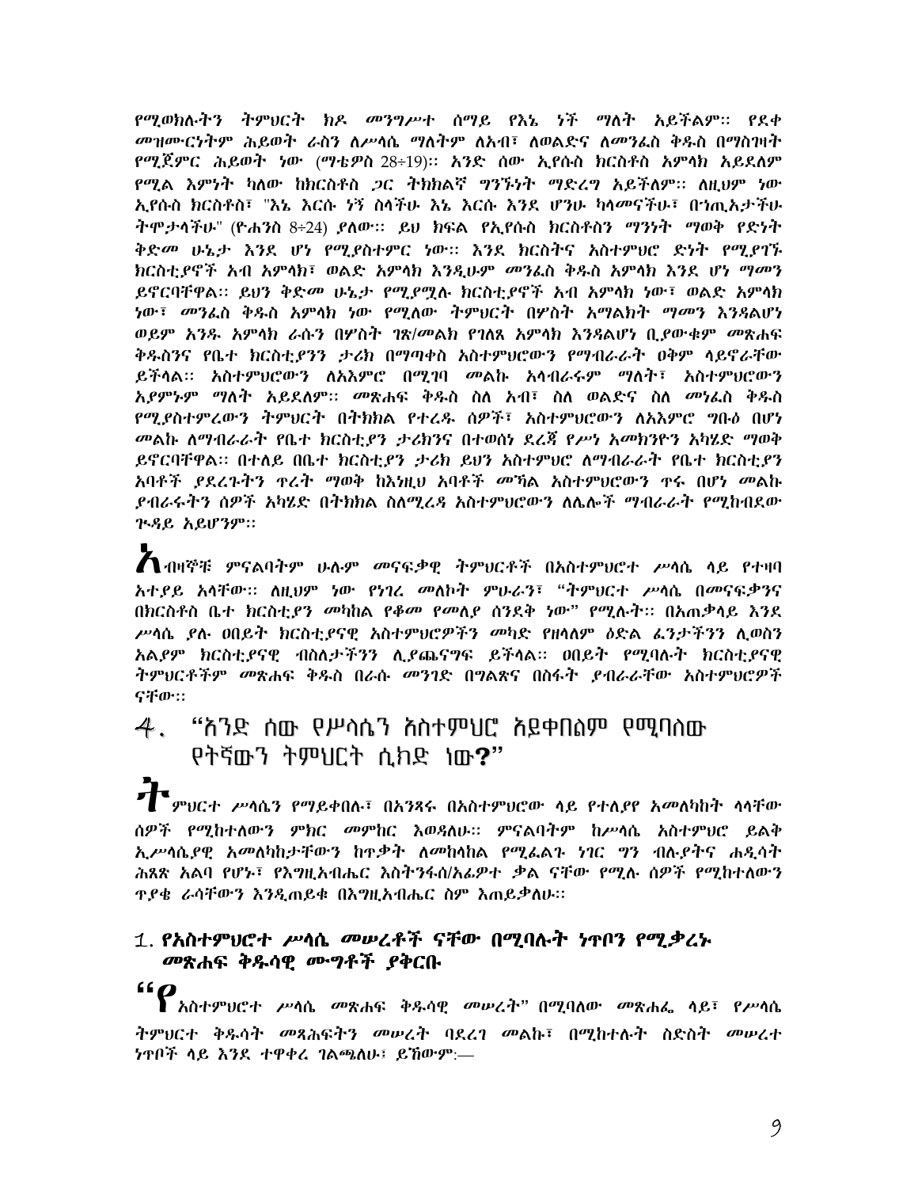የሚወክሉትን ትምህርት ክዶ መንግሥተ ሰማይ የእኔ ነች ማለት አይችልም። የደቀ መዝሙርነትም ሕይወት ራስን ለሥላሴ ማለትም ለአብ፣ ለወልድና ለመንፈስ ቅዱስ በማስገዛት የሚጀምር ሕይወት ነው (ማቴዎስ 28፥19)። አንድ ሰው ኢየሱስ ክርስቶስ አምላክ አይደለም የሚል እምነት ካለው ከክርስቶስ ጋር ትክክለኛ ግንኙነት ማድረግ አይችለም። ለዚህም ነው ኢየሱስ ክርስቶስ፣ "እኔ እርሱ ነኝ ስላችሁ እኔ እርሱ እንደ ሆንሁ ካላመናችሁ፣ በኀጢአታችሁ ትሞታላችሁ" (ዮሐንስ 8፥24) ያለው። ይህ ክፍል የኢየሱስ ክርስቶስን ማንነት ማወቅ የድነት ቅድመ ሁኔታ እንደ ሆነ የሚያስተምር ነው። እንደ ክርስትና አስተምህሮ ድነት የሚያገኙ ክርስቲያኖች አብ አምላክ፣ ወልድ አምላክ እንዲሁም መንፈስ ቅዱስ አምላክ እንደ ሆነ ማመን ይኖርባቸዋል። ይህን ቅድመ ሁኔታ የሚያሟሉ ክርስቲያኖች አብ አምላክ ነው፣ ወልድ አምላክ ነው፣ መንፈስ ቅዱስ አምላክ ነው የሚለው ትምህርት በሦስት አማልክት ማመን እንደሆነ ወይም አንዱ አምላክ ራሱን በሦስት ገጽ/መልክ የገለጸ አምላክ እንዳልሆነ ቢያውቁም መጽሐፍ ቅዱስንና የቤተ ክርስቲያንን ታሪክ በማጣቀስ አስተምህሮውን የማብራራት ዐቅም ላይኖራቸው ይችላል። አስተምህሮውን ለአእምሮ በሚገባ መልኩ አላብራሩም ማለት፣ አስተምህሮውን አያምኑም ማለት አይደለም። መጽሐፍ ቅዱስ ስለ አብ፣ ስለ ወልድና ስለ መንፈስ ቅዱስ የሚያስተምረውን ትምህርት በትክክል የተረዱ ሰዎች፣ አስተምህሮውን ለአእምሮ ግቡዕ በሆነ መልኩ ለማብራራት የቤተ ክርስቲያን ታሪክንና በተወሰነ ደረጃ የሥነ አመክንዮን አካሄድ ማወቅ ይኖርባቸዋል። በተለይ በቤተ ክርስቲያን ታሪክ ይህን አስተምህሮ ለማብራራት የቤተ ክርስቲያን አባቶች ያደረጉትን ጥረት ማወቅ ከእነዚህ አባቶች መኻል አስተምህሮውን ጥሩ በሆነ መልኩ ያብራሩትን ሰዎች አካሄድ በትክክል ስለሚረዳ አስተምህሮውን ለሌሎች ማብራራት የሚከብደው ጕዳይ አይሆንም።

አብዛኞቹ ምናልባትም ሁሉም መናፍቃዊ ትምህርቶች በአስተምህሮተ ሥላሴ ላይ የተዛባ አተያይ አላቸው። ለዚህም ነው የነገረ መለኮት ምሁራን፣ "ትምህርተ ሥላሴ በመናፍቃንና በክርስቶስ ቤተ ክርስቲያን መካከል የቆመ የመለያ ሰንደቅ ነው" የሚሉት። በአጠቃላይ እንደ ሥላሴ ያሉ ዐበይት ክርስቲያናዊ አስተምህሮዎችን መካድ የዘላለም ዕድል ፈንታችንን ሊወስን አልያም ክርስቲያናዊ ብስለታችንን ሊያጨናግፍ ይችላል። ዐበይት የሚባሉት ክርስቲያናዊ ትምህርቶችም መጽሐፍ ቅዱስ በራሱ መንገድ በግልጽና በስፋት ያብራራቸው አስተምህሮዎች ናቸው።

## 4. "አንድ ሰው የሥላሴን አስተምህሮ አይቀበልም የሚባለው የትኛውን ትምህርት ሲክድ ነው?"

ትምህርተ ሥላሴን የማይቀበሉ፣ በአንጻሩ በአስተምህሮው ላይ የተለያየ አመለካከት ላላቸው ሰዎች የሚከተለውን ምክር መምከር እወዳለሁ። ምናልባትም ከሥላሴ አስተምህሮ ይልቅ ኢሥላሴያዊ አመለካከታቸውን ከጥቃት ለመከላከል የሚፈልጉ ነገር ግን ብሉያትና ሐዲሳት ሕጸጽ አልባ የሆኑ፣ የእግዚአብሔር እስትንፋስ/አፊዎተ ቃል ናቸው የሚሉ ሰዎች የሚከተለውን ጥያቄ ራሳቸውን እንዲጠይቁ በእግዚአብሔር ስም እጠይቃለሁ።

### 1. የአስተምህሮተ ሥላሴ መሠረቶች ናቸው በሚባሉት ነጥቦን የሚቃረኑ መጽሐፍ ቅዱሳዊ ሙግቶች ያቅርቡ

"የአስተምህሮተ ሥላሴ መጽሐፍ ቅዱሳዊ መሠረት" በሚባለው መጽሐፌ ላይ፣ የሥላሴ ትምህርተ ቅዱሳት መጻሕፍትን መሠረት ባደረገ መልኩ፣ በሚከተሉት ስድስት መሠረተ ነጥቦች ላይ እንደ ተዋቀረ ገልጫለሁ፤ ይኸውም፦—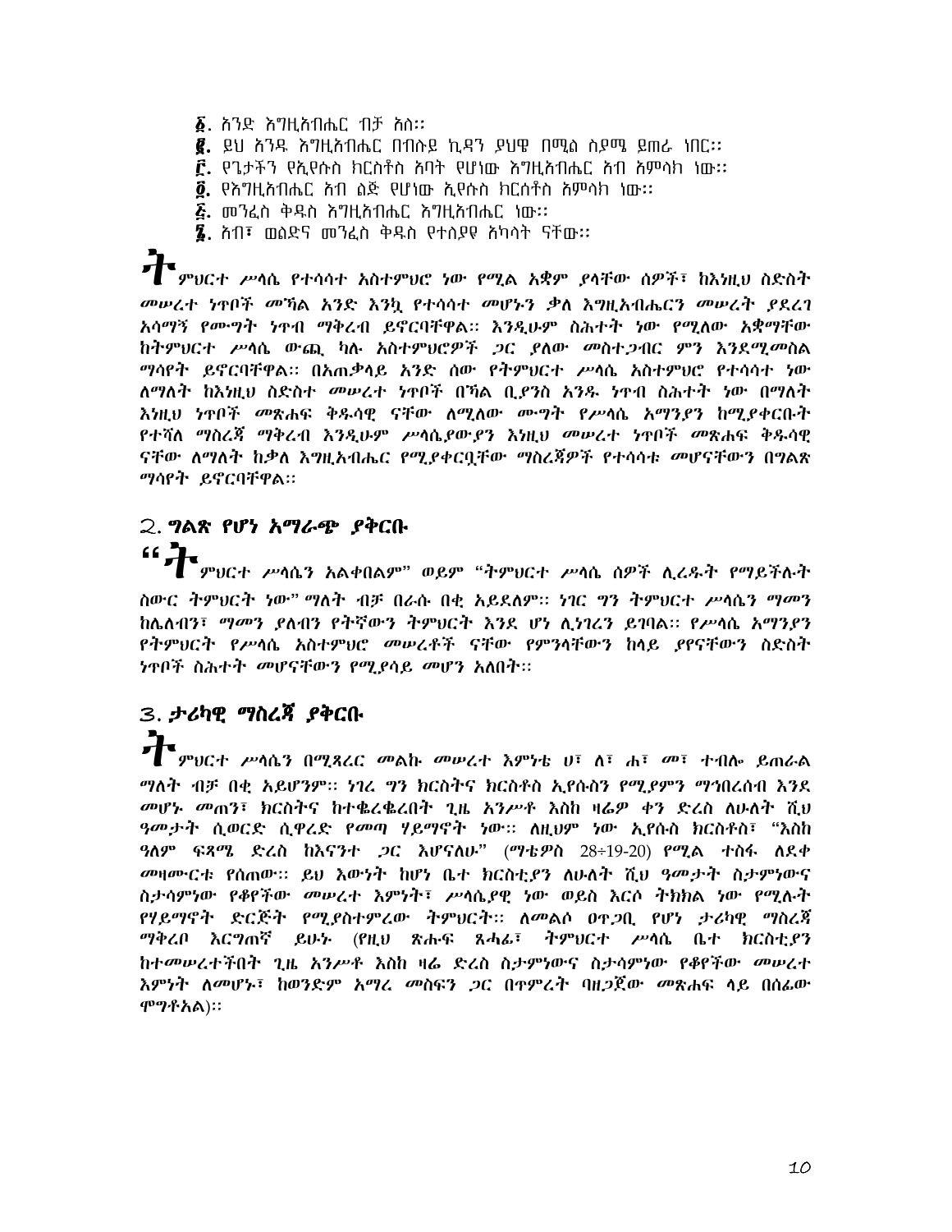፩. አንድ እግዚአብሔር ብቻ አለ።
፪. ይህ አንዱ እግዚአብሔር በብሉይ ኪዳን ያህዌ በሚል ስያሜ ይጠራ ነበር።
፫. የጌታችን የኢየሱስ ክርስቶስ አባት የሆነው እግዚአብሔር አብ አምላክ ነው።
፬. የእግዚአብሔር አብ ልጅ የሆነው ኢየሱስ ክርስቶስ አምላክ ነው።
፭. መንፈስ ቅዱስ እግዚአብሔር እግዚአብሔር ነው።
፮. አብ፣ ወልድና መንፈስ ቅዱስ የተለያዩ አካላት ናቸው።

*ትምህርተ ሥላሴ የተሳሳተ አስተምህሮ ነው የሚል አቋም ያላቸው ሰዎች፣ ከእነዚህ ስድስት መሠረተ ነጥቦች መኻል አንድ እንኳ የተሳሳተ መሆኑን ቃለ እግዚአብሔርን መሠረት ያደረገ አሳማኝ የሙግት ነጥብ ማቅረብ ይኖርባቸዋል። እንዲሁም ስሕተት ነው የሚለው አቋማቸው ከትምህርተ ሥላሴ ውጪ ካሉ አስተምህሮዎች ጋር ያለው መስተጋብር ምን እንደሚመስል ማሳየት ይኖርባቸዋል። በአጠቃላይ አንድ ሰው የትምህርተ ሥላሴ አስተምህሮ የተሳሳተ ነው ለማለት ከእነዚህ ስድስተ መሠረተ ነጥቦች በኻል ቢያንስ አንዱ ነጥብ ስሕተት ነው በማለት እነዚህ ነጥቦች መጽሐፍ ቅዱሳዊ ናቸው ለሚለው ሙግት የሥላሴ አማንያን ከሚያቀርቡት የተሻለ ማስረጃ ማቅረብ እንዲሁም ሥላሴያውያን እነዚህ መሠረተ ነጥቦች መጽሐፍ ቅዱሳዊ ናቸው ለማለት ከቃለ እግዚአብሔር የሚያቀርቧቸው ማስረጃዎች የተሳሳቱ መሆናቸውን በግልጽ ማሳየት ይኖርባቸዋል።*

## 2. ግልጽ የሆነ አማራጭ ያቅርቡ

*"ትምህርተ ሥላሴን አልቀበልም" ወይም "ትምህርተ ሥላሴ ሰዎች ሊረዱት የማይችሉት ስውር ትምህርት ነው" ማለት ብቻ በራሱ በቂ አይደለም። ነገር ግን ትምህርተ ሥላሴን ማመን ከሌለብን፣ ማመን ያለብን የትኛውን ትምህርት እንደ ሆነ ሊነገረን ይገባል። የሥላሴ አማንያን የትምህርት የሥላሴ አስተምህሮ መሠረቶች ናቸው የምንላቸውን ከላይ ያየናቸውን ስድስት ነጥቦች ስሕተት መሆናቸውን የሚያሳይ መሆን አለበት።*

## 3. ታሪካዊ ማስረጃ ያቅርቡ

*ትምህርተ ሥላሴን በሚጻረር መልኩ መሠረተ እምነቱ ሀ፣ ለ፣ ሐ፣ መ፣ ተብሎ ይጠራል ማለት ብቻ በቂ አይሆንም። ነገረ ግን ክርስትና ክርስቶስ ኢየሱስን የሚያምን ማኅበረሰብ እንደ መሆኑ መጠን፣ ክርስትና ከተቈረቈረበት ጊዜ አንሥቶ እስከ ዛሬዎ ቀን ድረስ ለሁለት ሺህ ዓመታት ሲወርድ ሲዋረድ የመጣ ሃይማኖት ነው። ለዚህም ነው ኢየሱስ ክርስቶስ፣ "እስከ ዓለም ፍጻሜ ድረስ ከእናንተ ጋር እሆናለሁ" (ማቴዎስ 28÷19-20) የሚል ተስፋ ለደቀ መዛሙርቱ የሰጠው። ይህ እውነት ከሆነ ቤተ ክርስቲያን ለሁለት ሺህ ዓመታት ስታምነውና ስታሳምነው የቆየችው መሠረተ እምነት፣ ሥላሴያዊ ነው ወይስ እርሶ ትክክል ነው የሚሉት የሃይማኖት ድርጅት የሚያስተምረው ትምህርት። ለመልሶ ዐጥጋቢ የሆነ ታሪካዊ ማስረጃ ማቅረቦ እርግጠኛ ይሁኑ (የዚህ ጽሑፍ ጸሓፊ፣ ትምህርተ ሥላሴ ቤተ ክርስቲያን ከተመሠረተችበት ጊዜ አንሥቶ እስከ ዛሬ ድረስ ስታምነውና ስታሳምነው የቆየችው መሠረተ እምነት ለመሆኑ፣ ከወንድም አማረ መስፍን ጋር በጥምረት ባዘጋጀው መጽሐፍ ላይ በሰፊው ሞግቶአል)።*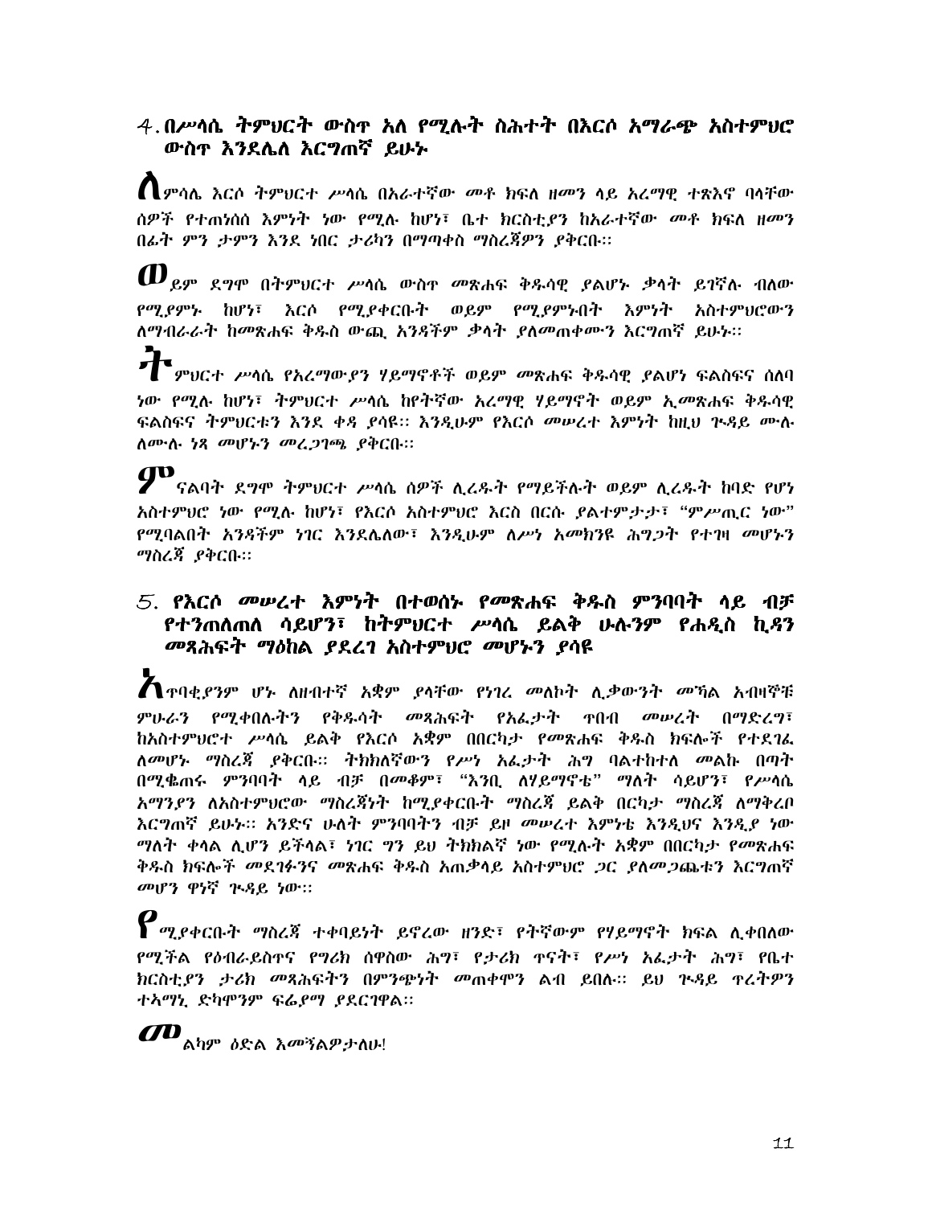## 4. በሥላሴ ትምህርት ውስጥ አለ የሚሉት ስሕተት በእርሶ አማራጭ አስተምህሮ ውስጥ እንደሌለ እርግጠኛ ይሁኑ

ለምሳሌ እርሶ ትምህርተ ሥላሴ በአራተኛው መቶ ክፍለ ዘመን ላይ አረማዊ ተጽእኖ ባላቸው ሰዎች የተጠነሰሰ እምነት ነው የሚሉ ከሆነ፣ ቤተ ክርስቲያን ከአራተኛው መቶ ክፍለ ዘመን በፊት ምን ታምን እንደ ነበር ታሪካን በማጣቀስ ማስረጃዎን ያቅርቡ።

ወይም ደግሞ በትምህርተ ሥላሴ ውስጥ መጽሐፍ ቅዱሳዊ ያልሆኑ ቃላት ይገኛሉ ብለው የሚያምኑ ከሆነ፣ እርሶ የሚያቀርቡት ወይም የሚያምኑበት እምነት አስተምህሮውን ለማብራራት ከመጽሐፍ ቅዱስ ውጪ አንዳችም ቃላት ያለመጠቀሙን እርግጠኛ ይሁኑ።

ትምህርተ ሥላሴ የአረማውያን ሃይማኖቶች ወይም መጽሐፍ ቅዱሳዊ ያልሆነ ፍልስፍና ሰለባ ነው የሚሉ ከሆነ፣ ትምህርተ ሥላሴ ከየትኛው አረማዊ ሃይማኖት ወይም ኢመጽሐፍ ቅዱሳዊ ፍልስፍና ትምህርቱን እንደ ቀዳ ያሳዩ። እንዲሁም የእርሶ መሠረተ እምነት ከዚህ ጉዳይ ሙሉ ለሙሉ ነጻ መሆኑን መረጋገጫ ያቅርቡ።

ምናልባት ደግሞ ትምህርተ ሥላሴ ሰዎች ሊረዱት የማይችሉት ወይም ሊረዱት ከባድ የሆነ አስተምህሮ ነው የሚሉ ከሆነ፣ የእርሶ አስተምህሮ እርስ በርሱ ያልተምታታ፣ "ምሥጢር ነው" የሚባልበት አንዳችም ነገር እንደሌለው፣ እንዲሁም ለሥነ አመክንዮ ሕግጋት የተገዛ መሆኑን ማስረጃ ያቅርቡ።

## 5. *የእርሶ መሠረተ እምነት በተወሰኑ የመጽሐፍ ቅዱስ ምንባባት ላይ ብቻ የተንጠለጠለ ሳይሆን፣ ከትምህርተ ሥላሴ ይልቅ ሁሉንም የሐዲስ ኪዳን መጻሕፍት ማዕከል ያደረገ አስተምህሮ መሆኑን ያሳዩ*

አጥባቂያንም ሆኑ ለዘብተኛ አቋም ያላቸው የነገረ መለኮት ሊቃውንት መኻል አብዛኞቹ ምሁራን የሚቀበሉትን የቅዱሳት መጻሕፍት የአፈታት ጥበብ መሠረት በማድረግ፣ ከአስተምህሮተ ሥላሴ ይልቅ የእርሶ አቋም በበርካታ የመጽሐፍ ቅዱስ ክፍሎች የተደገፈ ለመሆኑ ማስረጃ ያቅርቡ። ትክክለኛውን የሥነ አፈታት ሕግ ባልተከተለ መልኩ በጣት በሚቈጠሩ ምንባባት ላይ ብቻ በመቆም፣ "እንቢ ለሃይማኖቴ" ማለት ሳይሆን፣ የሥላሴ አማንያን ለአስተምህሮው ማስረጃነት ከሚያቀርቡት ማስረጃ ይልቅ በርካታ ማስረጃ ለማቅረቦ እርግጠኛ ይሁኑ። አንድና ሁለት ምንባባትን ብቻ ይዞ መሠረተ እምነቴ እንዲህና እንዲያ ነው ማለት ቀላል ሊሆን ይችላል፣ ነገር ግን ይህ ትክክለኛ ነው የሚሉት አቋም በበርካታ የመጽሐፍ ቅዱስ ክፍሎች መደገፉንና መጽሐፍ ቅዱስ አጠቃላይ አስተምህሮ ጋር ያለመጋጨቱን እርግጠኛ መሆን ዋነኛ ጉዳይ ነው።

የሚያቀርቡት ማስረጃ ተቀባይነት ይኖረው ዘንድ፣ የትኛውም የሃይማኖት ክፍል ሊቀበለው የሚችል የዕብራይስጥና የግሪክ ሰዋስው ሕግ፣ የታሪክ ጥናት፣ የሥነ አፈታት ሕግ፣ የቤተ ክርስቲያን ታሪክ መጻሕፍትን በምንጭነት መጠቀሞን ልብ ይበሉ። ይህ ጉዳይ ጥረትዎን ተኣማኒ ድካሞንም ፍሬያማ ያደርገዋል።

መልካም ዕድል እመኝልዎታለሁ!